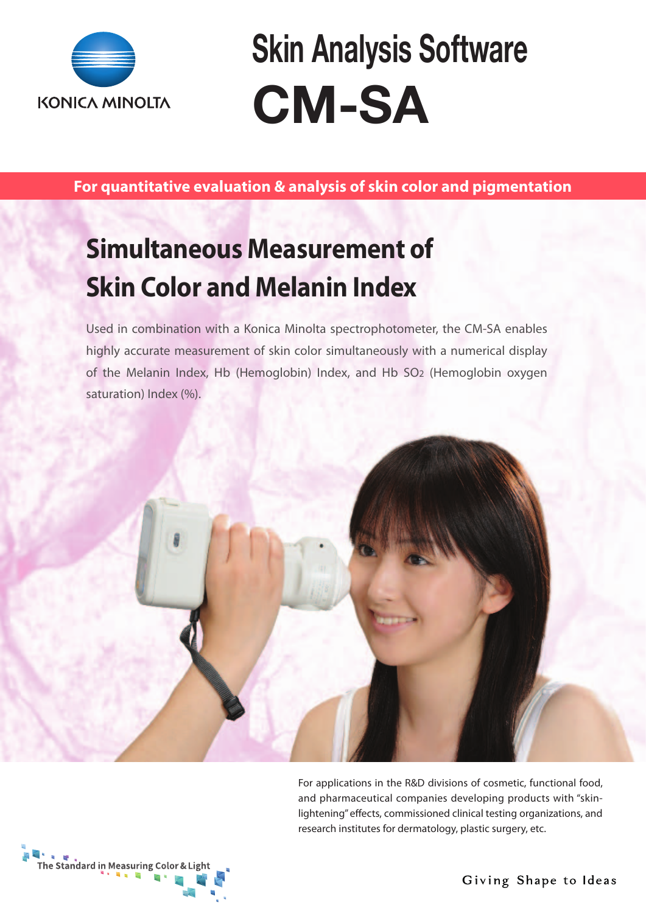KONICA MINOLTA

# Skin Analysis Software
# CM-SA

**For quantitative evaluation & analysis of skin color and pigmentation**

## Simultaneous Measurement of Skin Color and Melanin Index

Used in combination with a Konica Minolta spectrophotometer, the CM-SA enables highly accurate measurement of skin color simultaneously with a numerical display of the Melanin Index, Hb (Hemoglobin) Index, and Hb $SO_2$ (Hemoglobin oxygen saturation) Index (%).

For applications in the R&D divisions of cosmetic, functional food, and pharmaceutical companies developing products with "skin-lightening" effects, commissioned clinical testing organizations, and research institutes for dermatology, plastic surgery, etc.

The Standard in Measuring Color & Light

Giving Shape to Ideas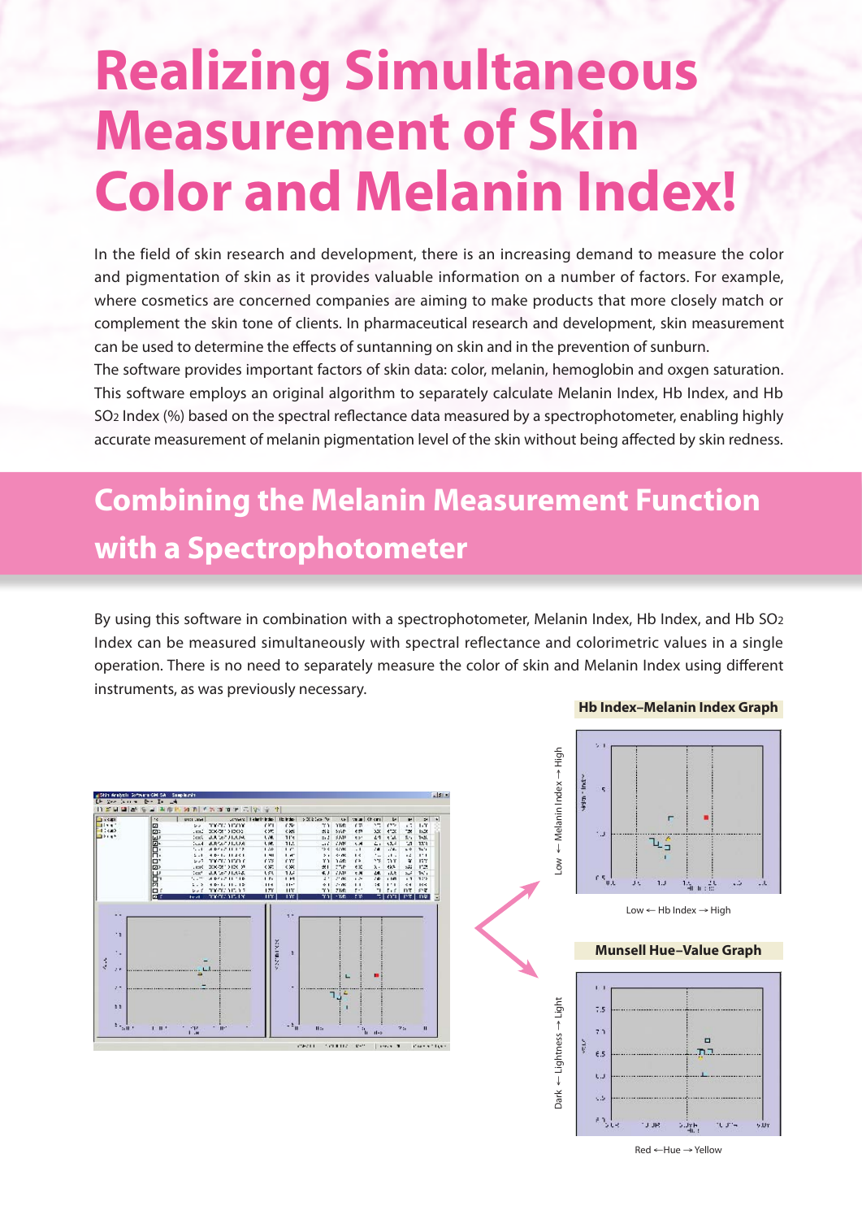# Realizing Simultaneous Measurement of Skin Color and Melanin Index!

In the field of skin research and development, there is an increasing demand to measure the color and pigmentation of skin as it provides valuable information on a number of factors. For example, where cosmetics are concerned companies are aiming to make products that more closely match or complement the skin tone of clients. In pharmaceutical research and development, skin measurement can be used to determine the effects of suntanning on skin and in the prevention of sunburn.

The software provides important factors of skin data: color, melanin, hemoglobin and oxgen saturation. This software employs an original algorithm to separately calculate Melanin Index, Hb Index, and Hb $SO_2$ Index (%) based on the spectral reflectance data measured by a spectrophotometer, enabling highly accurate measurement of melanin pigmentation level of the skin without being affected by skin redness.

## Combining the Melanin Measurement Function with a Spectrophotometer

By using this software in combination with a spectrophotometer, Melanin Index, Hb Index, and Hb $SO_2$ Index can be measured simultaneously with spectral reflectance and colorimetric values in a single operation. There is no need to separately measure the color of skin and Melanin Index using different instruments, as was previously necessary.

**Hb Index–Melanin Index Graph**

Low ← Melanin Index → High

Low ← Hb Index → High

**Munsell Hue–Value Graph**

Dark ← Lightness → Light

Red ← Hue → Yellow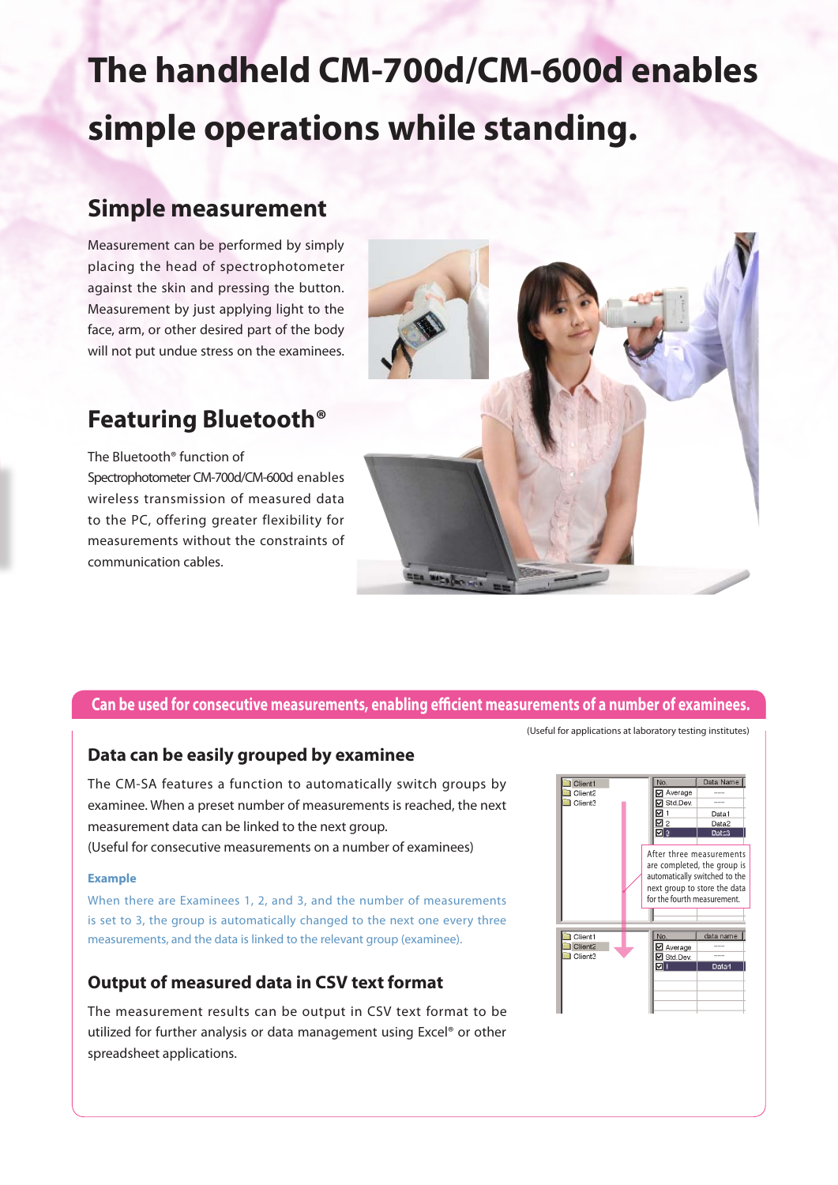# The handheld CM-700d/CM-600d enables simple operations while standing.

## Simple measurement

Measurement can be performed by simply placing the head of spectrophotometer against the skin and pressing the button. Measurement by just applying light to the face, arm, or other desired part of the body will not put undue stress on the examinees.

## Featuring Bluetooth®

The Bluetooth® function of Spectrophotometer CM-700d/CM-600d enables wireless transmission of measured data to the PC, offering greater flexibility for measurements without the constraints of communication cables.

**Can be used for consecutive measurements, enabling efficient measurements of a number of examinees.**

(Useful for applications at laboratory testing institutes)

### Data can be easily grouped by examinee

The CM-SA features a function to automatically switch groups by examinee. When a preset number of measurements is reached, the next measurement data can be linked to the next group.
(Useful for consecutive measurements on a number of examinees)

**Example**

When there are Examinees 1, 2, and 3, and the number of measurements is set to 3, the group is automatically changed to the next one every three measurements, and the data is linked to the relevant group (examinee).

| No. | Data Name |
|---|---|
| Average | ---- |
| Std.Dev. | ---- |
| 1 | Data1 |
| 2 | Data2 |
| 3 | Data3 |

After three measurements are completed, the group is automatically switched to the next group to store the data for the fourth measurement.

| No. | data name |
|---|---|
| Average | ---- |
| Std.Dev. | ---- |
| 1 | Data1 |

### Output of measured data in CSV text format

The measurement results can be output in CSV text format to be utilized for further analysis or data management using Excel® or other spreadsheet applications.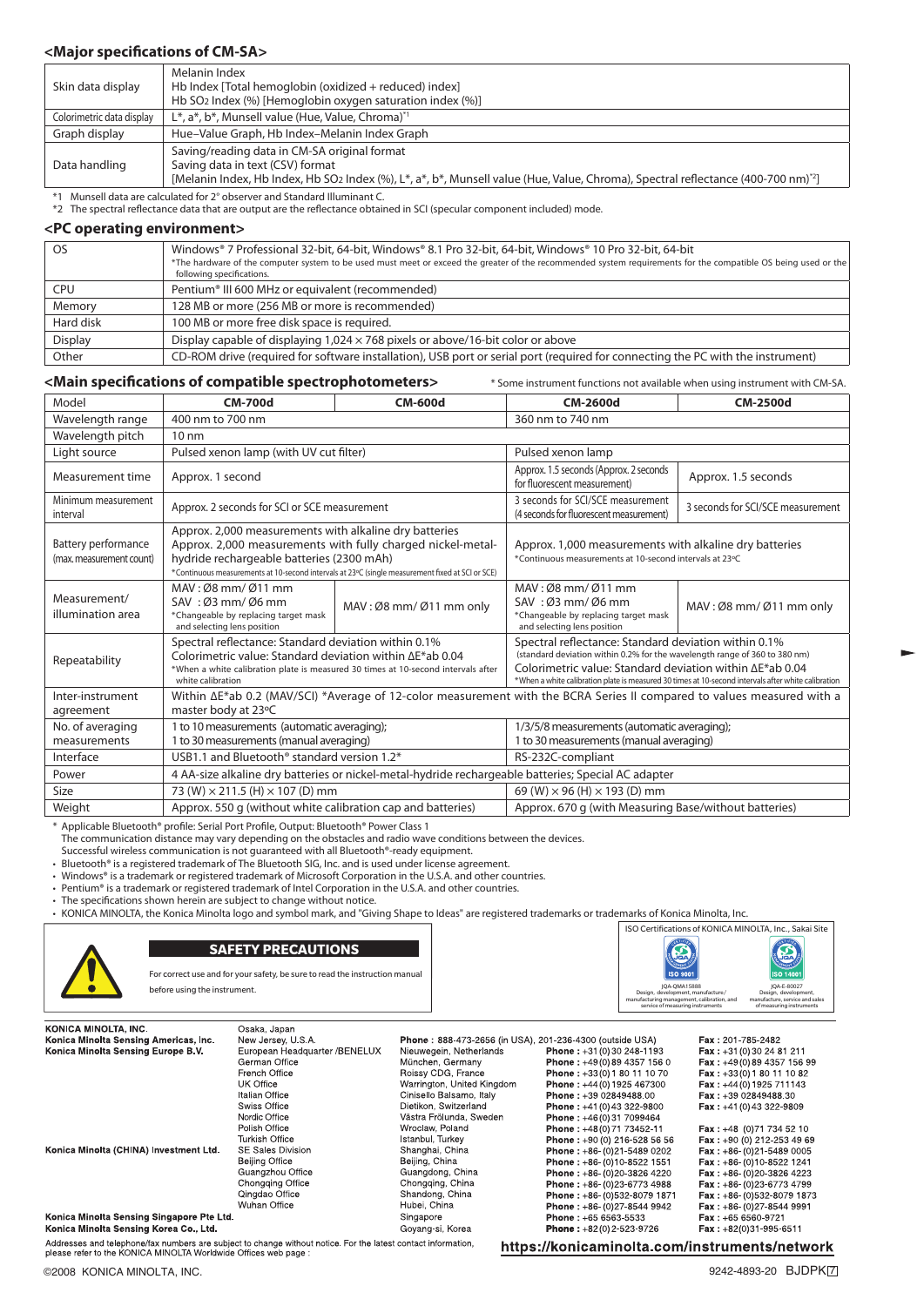## <Major specifications of CM-SA>

| | |
|---|---|
| Skin data display | Melanin Index<br>Hb Index [Total hemoglobin (oxidized + reduced) index]<br>Hb $SO_2$ Index (%) [Hemoglobin oxygen saturation index (%)] |
| Colorimetric data display | L*, a*, b*, Munsell value (Hue, Value, Chroma)*1 |
| Graph display | Hue–Value Graph, Hb Index–Melanin Index Graph |
| Data handling | Saving/reading data in CM-SA original format<br>Saving data in text (CSV) format<br>[Melanin Index, Hb Index, Hb $SO_2$ Index (%), L*, a*, b*, Munsell value (Hue, Value, Chroma), Spectral reflectance (400-700 nm)*2] |

*1 Munsell data are calculated for 2° observer and Standard Illuminant C.
*2 The spectral reflectance data that are output are the reflectance obtained in SCI (specular component included) mode.

## <PC operating environment>

| | |
|---|---|
| OS | Windows® 7 Professional 32-bit, 64-bit, Windows® 8.1 Pro 32-bit, 64-bit, Windows® 10 Pro 32-bit, 64-bit<br>*The hardware of the computer system to be used must meet or exceed the greater of the recommended system requirements for the compatible OS being used or the following specifications. |
| CPU | Pentium® III 600 MHz or equivalent (recommended) |
| Memory | 128 MB or more (256 MB or more is recommended) |
| Hard disk | 100 MB or more free disk space is required. |
| Display | Display capable of displaying 1,024 × 768 pixels or above/16-bit color or above |
| Other | CD-ROM drive (required for software installation), USB port or serial port (required for connecting the PC with the instrument) |

## <Main specifications of compatible spectrophotometers>

* Some instrument functions not available when using instrument with CM-SA.

| Model | CM-700d | CM-600d | CM-2600d | CM-2500d |
|---|---|---|---|---|
| Wavelength range | 400 nm to 700 nm | | 360 nm to 740 nm | |
| Wavelength pitch | 10 nm | | | |
| Light source | Pulsed xenon lamp (with UV cut filter) | | Pulsed xenon lamp | |
| Measurement time | Approx. 1 second | | Approx. 1.5 seconds (Approx. 2 seconds for fluorescent measurement) | Approx. 1.5 seconds |
| Minimum measurement interval | Approx. 2 seconds for SCI or SCE measurement | | 3 seconds for SCI/SCE measurement (4 seconds for fluorescent measurement) | 3 seconds for SCI/SCE measurement |
| Battery performance (max. measurement count) | Approx. 2,000 measurements with alkaline dry batteries<br>Approx. 2,000 measurements with fully charged nickel-metal-hydride rechargeable batteries (2300 mAh)<br>*Continuous measurements at 10-second intervals at 23°C (single measurement fixed at SCI or SCE) | | Approx. 1,000 measurements with alkaline dry batteries<br>*Continuous measurements at 10-second intervals at 23°C | |
| Measurement/ illumination area | MAV : Ø8 mm/ Ø11 mm<br>SAV : Ø3 mm/ Ø6 mm<br>*Changeable by replacing target mask and selecting lens position | MAV : Ø8 mm/ Ø11 mm only | MAV : Ø8 mm/ Ø11 mm<br>SAV : Ø3 mm/ Ø6 mm<br>*Changeable by replacing target mask and selecting lens position | MAV : Ø8 mm/ Ø11 mm only |
| Repeatability | Spectral reflectance: Standard deviation within 0.1%<br>Colorimetric value: Standard deviation within ΔE*ab 0.04<br>*When a white calibration plate is measured 30 times at 10-second intervals after white calibration | | Spectral reflectance: Standard deviation within 0.1%<br>(standard deviation within 0.2% for the wavelength range of 360 to 380 nm)<br>Colorimetric value: Standard deviation within ΔE*ab 0.04<br>*When a white calibration plate is measured 30 times at 10-second intervals after white calibration | |
| Inter-instrument agreement | Within ΔE*ab 0.2 (MAV/SCI) *Average of 12-color measurement with the BCRA Series II compared to values measured with a master body at 23°C | | | |
| No. of averaging measurements | 1 to 10 measurements (automatic averaging);<br>1 to 30 measurements (manual averaging) | | 1/3/5/8 measurements (automatic averaging);<br>1 to 30 measurements (manual averaging) | |
| Interface | USB1.1 and Bluetooth® standard version 1.2* | | RS-232C-compliant | |
| Power | 4 AA-size alkaline dry batteries or nickel-metal-hydride rechargeable batteries; Special AC adapter | | | |
| Size | 73 (W) × 211.5 (H) × 107 (D) mm | | 69 (W) × 96 (H) × 193 (D) mm | |
| Weight | Approx. 550 g (without white calibration cap and batteries) | | Approx. 670 g (with Measuring Base/without batteries) | |

\* Applicable Bluetooth® profile: Serial Port Profile, Output: Bluetooth® Power Class 1
The communication distance may vary depending on the obstacles and radio wave conditions between the devices.
Successful wireless communication is not guaranteed with all Bluetooth®-ready equipment.

- Bluetooth® is a registered trademark of The Bluetooth SIG, Inc. and is used under license agreement.
- Windows® is a trademark or registered trademark of Microsoft Corporation in the U.S.A. and other countries.
- Pentium® is a trademark or registered trademark of Intel Corporation in the U.S.A. and other countries.
- The specifications shown herein are subject to change without notice.
- KONICA MINOLTA, the Konica Minolta logo and symbol mark, and "Giving Shape to Ideas" are registered trademarks of Konica Minolta, Inc.

**SAFETY PRECAUTIONS**

For correct use and for your safety, be sure to read the instruction manual before using the instrument.

ISO Certifications of KONICA MINOLTA, Inc., Sakai Site

ISO 9001 — JQA-QMA15888 — Design, development, manufacture/ manufacturing management, calibration, and service of measuring instruments

ISO 14001 — JQA-E-80027 — Design, development, manufacture, service and sales of measuring instruments

| | | | | |
|---|---|---|---|---|
| **KONICA MINOLTA, INC.** | Osaka, Japan | | | |
| **Konica Minolta Sensing Americas, Inc.** | New Jersey, U.S.A. | | **Phone :** 888-473-2656 (in USA), 201-236-4300 (outside USA) | **Fax :** 201-785-2482 |
| **Konica Minolta Sensing Europe B.V.** | European Headquarter /BENELUX | Nieuwegein, Netherlands | **Phone :** +31 (0) 30 248-1193 | **Fax :** +31 (0) 30 24 81 211 |
| | German Office | München, Germany | **Phone :** +49 (0) 89 4357 156 0 | **Fax :** +49 (0) 89 4357 156 99 |
| | French Office | Roissy CDG, France | **Phone :** +33 (0) 1 80 11 10 70 | **Fax :** +33 (0) 1 80 11 10 82 |
| | UK Office | Warrington, United Kingdom | **Phone :** +44 (0) 1925 467300 | **Fax :** +44 (0) 1925 711143 |
| | Italian Office | Cinisello Balsamo, Italy | **Phone :** +39 02849488.00 | **Fax :** +39 02849488.30 |
| | Swiss Office | Dietikon, Switzerland | **Phone :** +41 (0) 43 322-9800 | **Fax :** +41 (0) 43 322-9809 |
| | Nordic Office | Västra Frölunda, Sweden | **Phone :** +46 (0) 31 7099464 | |
| | Polish Office | Wroclaw, Poland | **Phone :** +48 (0) 71 73452-11 | **Fax :** +48 (0) 71 734 52 10 |
| | Turkish Office | Istanbul, Turkey | **Phone :** +90 (0) 216-528 56 56 | **Fax :** +90 (0) 212-253 49 69 |
| **Konica Minolta (CHINA) Investment Ltd.** | SE Sales Division | Shanghai, China | **Phone :** +86- (0)21-5489 0202 | **Fax :** +86- (0)21-5489 0005 |
| | Beijing Office | Beijing, China | **Phone :** +86- (0)10-8522 1551 | **Fax :** +86- (0)10-8522 1241 |
| | Guangzhou Office | Guangdong, China | **Phone :** +86- (0)20-3826 4220 | **Fax :** +86- (0)20-3826 4223 |
| | Chongqing Office | Chongqing, China | **Phone :** +86- (0)23-6773 4988 | **Fax :** +86- (0)23-6773 4799 |
| | Qingdao Office | Shandong, China | **Phone :** +86- (0)532-8079 1871 | **Fax :** +86- (0)532-8079 1873 |
| | Wuhan Office | Hubei, China | **Phone :** +86- (0)27-8544 9942 | **Fax :** +86- (0)27-8544 9991 |
| **Konica Minolta Sensing Singapore Pte Ltd.** | | Singapore | **Phone :** +65 6563-5533 | **Fax :** +65 6560-9721 |
| **Konica Minolta Sensing Korea Co., Ltd.** | | Goyang-si, Korea | **Phone :** +82 (0) 2-523-9726 | **Fax :** +82 (0)31-995-6511 |

Addresses and telephone/fax numbers are subject to change without notice. For the latest contact information, please refer to the KONICA MINOLTA Worldwide Offices web page :

**https://konicaminolta.com/instruments/network**

©2008 KONICA MINOLTA, INC.

9242-4893-20 BJDPK7